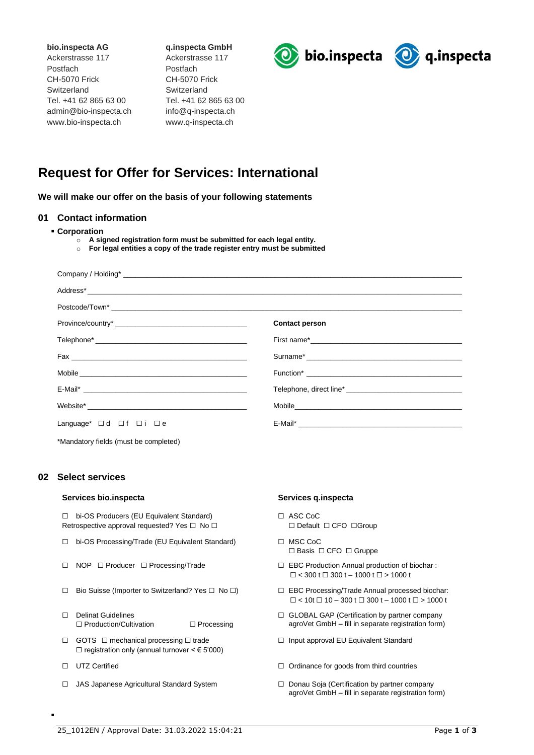**bio.inspecta AG**
Ackerstrasse 117
Postfach
CH-5070 Frick
Switzerland
Tel. +41 62 865 63 00
admin@bio-inspecta.ch
www.bio-inspecta.ch

**q.inspecta GmbH**
Ackerstrasse 117
Postfach
CH-5070 Frick
Switzerland
Tel. +41 62 865 63 00
info@q-inspecta.ch
www.q-inspecta.ch

bio.inspecta q.inspecta

# Request for Offer for Services: International

**We will make our offer on the basis of your following statements**

## 01 Contact information

- **Corporation**
  - **A signed registration form must be submitted for each legal entity.**
  - **For legal entities a copy of the trade register entry must be submitted**

Company / Holding* ____________________

Address* ____________________

Postcode/Town* ____________________

Province/country* ____________________

Telephone* ____________________

Fax ____________________

Mobile ____________________

E-Mail* ____________________

Website* ____________________

Language* ☐ d ☐ f ☐ i ☐ e

**Contact person**

First name* ____________________

Surname* ____________________

Function* ____________________

Telephone, direct line* ____________________

Mobile ____________________

E-Mail* ____________________

*Mandatory fields (must be completed)

## 02 Select services

### Services bio.inspecta

- ☐ bi-OS Producers (EU Equivalent Standard)
  Retrospective approval requested? Yes ☐ No ☐
- ☐ bi-OS Processing/Trade (EU Equivalent Standard)
- ☐ NOP ☐ Producer ☐ Processing/Trade
- ☐ Bio Suisse (Importer to Switzerland? Yes ☐ No ☐)
- ☐ Delinat Guidelines
  ☐ Production/Cultivation ☐ Processing
- ☐ GOTS ☐ mechanical processing ☐ trade
  ☐ registration only (annual turnover < € 5'000)
- ☐ UTZ Certified
- ☐ JAS Japanese Agricultural Standard System

### Services q.inspecta

- ☐ ASC CoC
  ☐ Default ☐ CFO ☐Group
- ☐ MSC CoC
  ☐ Basis ☐ CFO ☐ Gruppe
- ☐ EBC Production Annual production of biochar :
  ☐ < 300 t ☐ 300 t – 1000 t ☐ > 1000 t
- ☐ EBC Processing/Trade Annual processed biochar:
  ☐ < 10t ☐ 10 – 300 t ☐ 300 t – 1000 t ☐ > 1000 t
- ☐ GLOBAL GAP (Certification by partner company agroVet GmbH – fill in separate registration form)
- ☐ Input approval EU Equivalent Standard
- ☐ Ordinance for goods from third countries
- ☐ Donau Soja (Certification by partner company agroVet GmbH – fill in separate registration form)

25_1012EN / Approval Date: 31.03.2022 15:04:21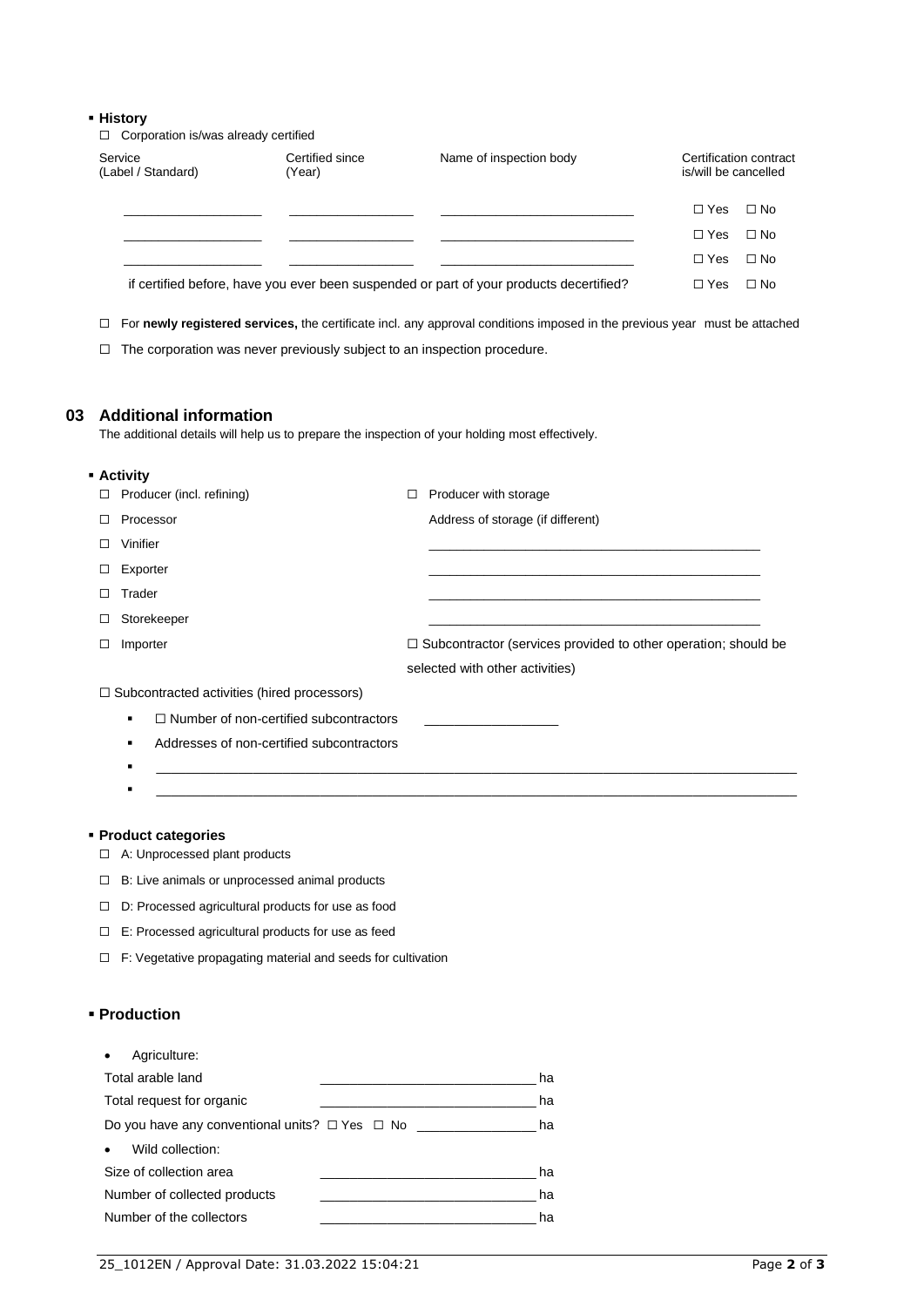- **History**

☐ Corporation is/was already certified

| Service (Label / Standard) | Certified since (Year) | Name of inspection body | Certification contract is/will be cancelled |
|---|---|---|---|
| ___________________ | _________________ | ___________________________ | ☐ Yes ☐ No |
| ___________________ | _________________ | ___________________________ | ☐ Yes ☐ No |
| ___________________ | _________________ | ___________________________ | ☐ Yes ☐ No |

if certified before, have you ever been suspended or part of your products decertified? ☐ Yes ☐ No

☐ For **newly registered services,** the certificate incl. any approval conditions imposed in the previous year must be attached

☐ The corporation was never previously subject to an inspection procedure.

## 03 Additional information

The additional details will help us to prepare the inspection of your holding most effectively.

- **Activity**

☐ Producer (incl. refining)

☐ Processor

☐ Vinifier

☐ Exporter

☐ Trader

☐ Storekeeper

☐ Importer

☐ Producer with storage

Address of storage (if different)

_______________________________________________

_______________________________________________

_______________________________________________

_______________________________________________

☐ Subcontractor (services provided to other operation; should be selected with other activities)

☐ Subcontracted activities (hired processors)

- ☐ Number of non-certified subcontractors __________________
- Addresses of non-certified subcontractors
- _______________________________________________________________________________________
- _______________________________________________________________________________________

- **Product categories**

☐ A: Unprocessed plant products

☐ B: Live animals or unprocessed animal products

☐ D: Processed agricultural products for use as food

☐ E: Processed agricultural products for use as feed

☐ F: Vegetative propagating material and seeds for cultivation

- **Production**

- Agriculture:

Total arable land _____________________________ ha

Total request for organic _____________________________ ha

Do you have any conventional units? ☐ Yes ☐ No ________________ ha

- Wild collection:

Size of collection area _____________________________ ha

Number of collected products _____________________________ ha

Number of the collectors _____________________________ ha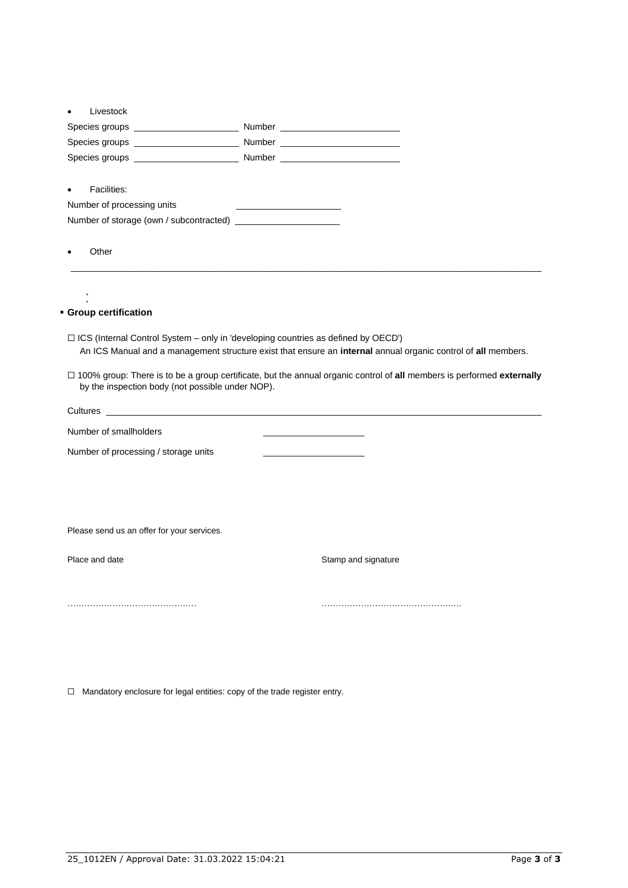- Livestock

Species groups ____________________ Number ______________________

Species groups ____________________ Number ______________________

Species groups ____________________ Number ______________________

- Facilities:

Number of processing units ____________________

Number of storage (own / subcontracted) ____________________

- Other

______________________________________________________________________________________

## ▪ Group certification

☐ ICS (Internal Control System – only in 'developing countries as defined by OECD')
An ICS Manual and a management structure exist that ensure an **internal** annual organic control of **all** members.

☐ 100% group: There is to be a group certificate, but the annual organic control of **all** members is performed **externally** by the inspection body (not possible under NOP).

Cultures ______________________________________________________________________________

Number of smallholders ____________________

Number of processing / storage units ____________________

Please send us an offer for your services.

Place and date

Stamp and signature

………………………………………

…………………………………………..

☐ Mandatory enclosure for legal entities: copy of the trade register entry.

25_1012EN / Approval Date: 31.03.2022 15:04:21